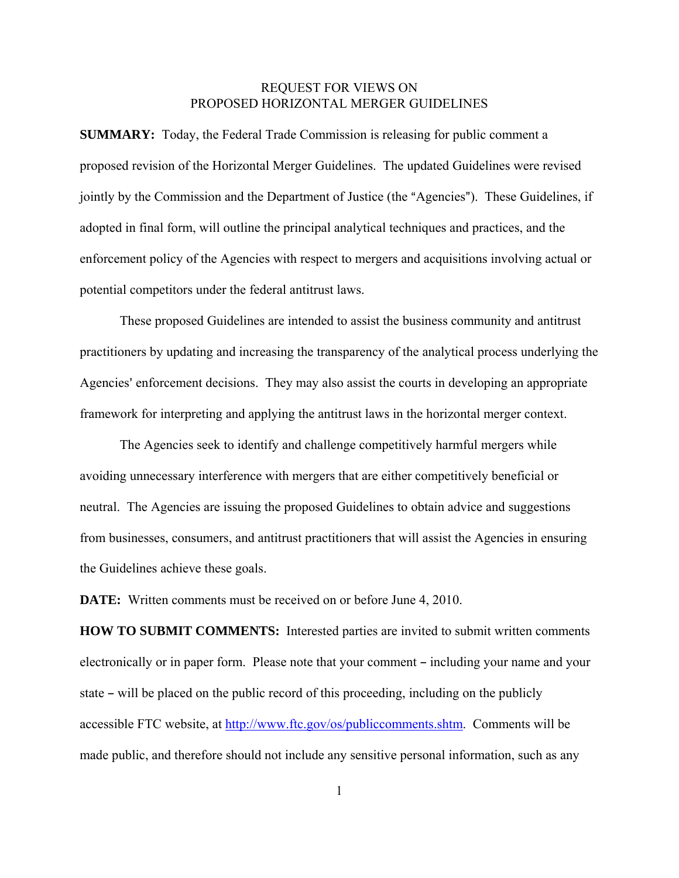# REQUEST FOR VIEWS ON PROPOSED HORIZONTAL MERGER GUIDELINES

**SUMMARY:** Today, the Federal Trade Commission is releasing for public comment a proposed revision of the Horizontal Merger Guidelines. The updated Guidelines were revised jointly by the Commission and the Department of Justice (the "Agencies"). These Guidelines, if adopted in final form, will outline the principal analytical techniques and practices, and the enforcement policy of the Agencies with respect to mergers and acquisitions involving actual or potential competitors under the federal antitrust laws.

These proposed Guidelines are intended to assist the business community and antitrust practitioners by updating and increasing the transparency of the analytical process underlying the Agencies' enforcement decisions. They may also assist the courts in developing an appropriate framework for interpreting and applying the antitrust laws in the horizontal merger context.

The Agencies seek to identify and challenge competitively harmful mergers while avoiding unnecessary interference with mergers that are either competitively beneficial or neutral. The Agencies are issuing the proposed Guidelines to obtain advice and suggestions from businesses, consumers, and antitrust practitioners that will assist the Agencies in ensuring the Guidelines achieve these goals.

**DATE:** Written comments must be received on or before June 4, 2010.

**HOW TO SUBMIT COMMENTS:** Interested parties are invited to submit written comments electronically or in paper form. Please note that your comment – including your name and your state – will be placed on the public record of this proceeding, including on the publicly accessible FTC website, at http://www.ftc.gov/os/publiccomments.shtm. Comments will be made public, and therefore should not include any sensitive personal information, such as any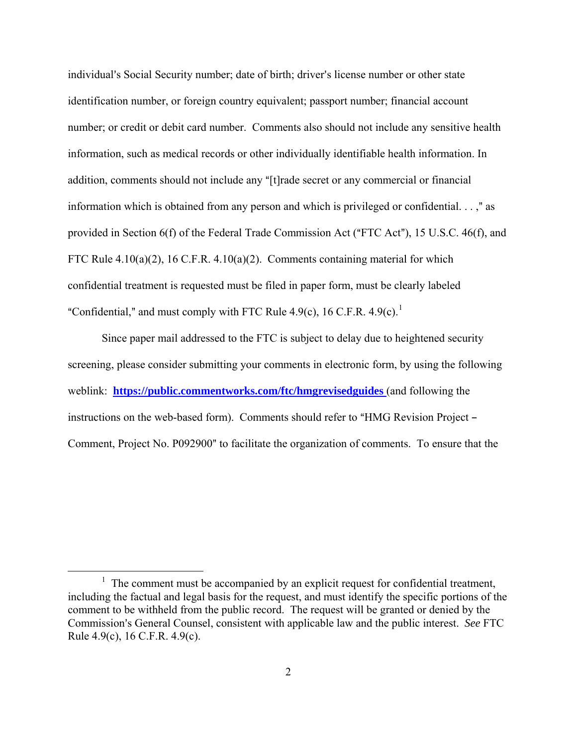individual's Social Security number; date of birth; driver's license number or other state identification number, or foreign country equivalent; passport number; financial account number; or credit or debit card number. Comments also should not include any sensitive health information, such as medical records or other individually identifiable health information. In addition, comments should not include any "[t]rade secret or any commercial or financial information which is obtained from any person and which is privileged or confidential. . . ," as provided in Section 6(f) of the Federal Trade Commission Act ("FTC Act"), 15 U.S.C. 46(f), and FTC Rule 4.10(a)(2), 16 C.F.R. 4.10(a)(2). Comments containing material for which confidential treatment is requested must be filed in paper form, must be clearly labeled "Confidential," and must comply with FTC Rule 4.9(c), 16 C.F.R. 4.9(c).[1]

Since paper mail addressed to the FTC is subject to delay due to heightened security screening, please consider submitting your comments in electronic form, by using the following weblink: **https://public.commentworks.com/ftc/hmgrevisedguides** (and following the instructions on the web-based form). Comments should refer to "HMG Revision Project – Comment, Project No. P092900" to facilitate the organization of comments. To ensure that the

[1] The comment must be accompanied by an explicit request for confidential treatment, including the factual and legal basis for the request, and must identify the specific portions of the comment to be withheld from the public record. The request will be granted or denied by the Commission's General Counsel, consistent with applicable law and the public interest. *See* FTC Rule 4.9(c), 16 C.F.R. 4.9(c).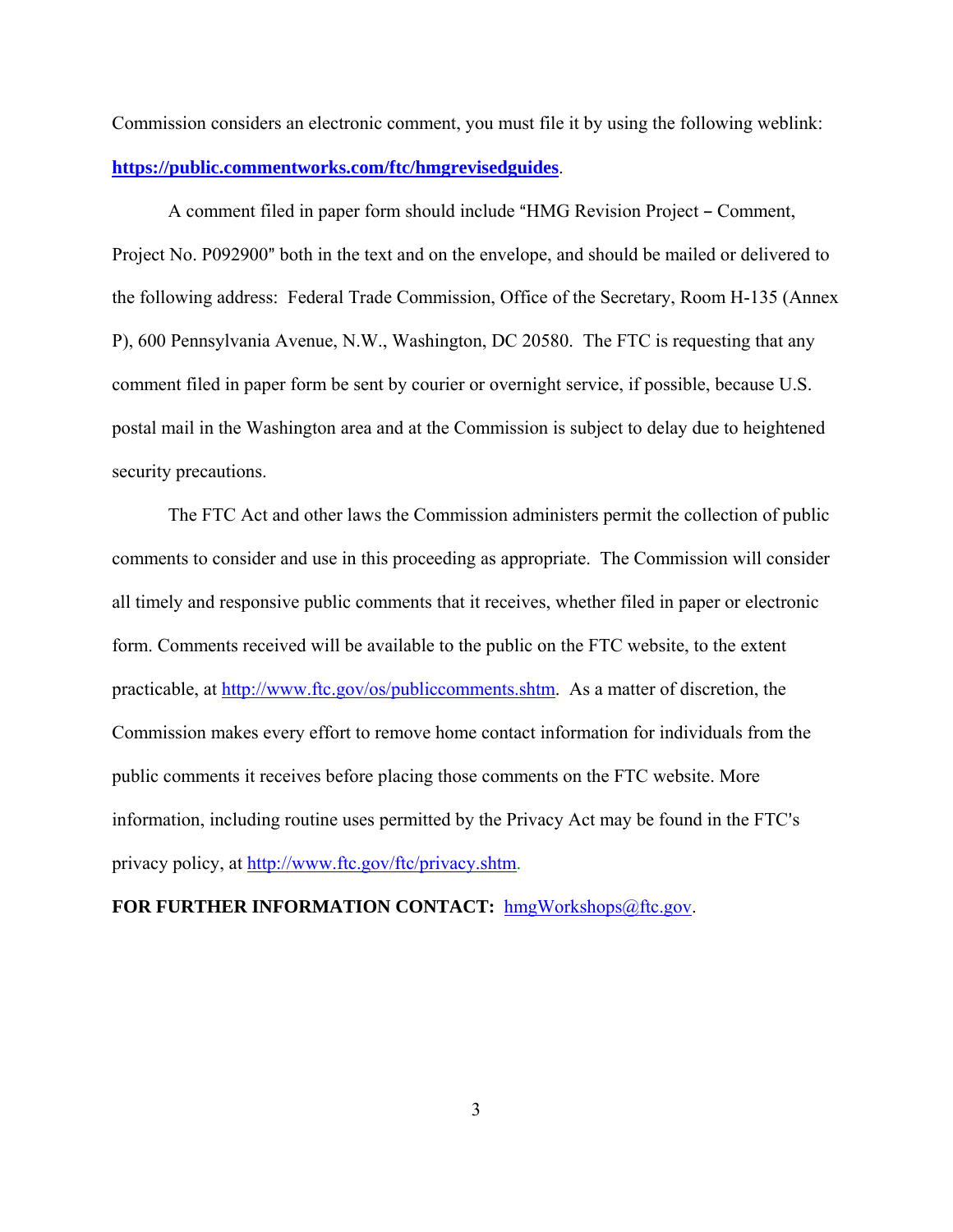Commission considers an electronic comment, you must file it by using the following weblink: **https://public.commentworks.com/ftc/hmgrevisedguides**.

A comment filed in paper form should include "HMG Revision Project – Comment, Project No. P092900" both in the text and on the envelope, and should be mailed or delivered to the following address: Federal Trade Commission, Office of the Secretary, Room H-135 (Annex P), 600 Pennsylvania Avenue, N.W., Washington, DC 20580. The FTC is requesting that any comment filed in paper form be sent by courier or overnight service, if possible, because U.S. postal mail in the Washington area and at the Commission is subject to delay due to heightened security precautions.

The FTC Act and other laws the Commission administers permit the collection of public comments to consider and use in this proceeding as appropriate. The Commission will consider all timely and responsive public comments that it receives, whether filed in paper or electronic form. Comments received will be available to the public on the FTC website, to the extent practicable, at http://www.ftc.gov/os/publiccomments.shtm. As a matter of discretion, the Commission makes every effort to remove home contact information for individuals from the public comments it receives before placing those comments on the FTC website. More information, including routine uses permitted by the Privacy Act may be found in the FTC's privacy policy, at http://www.ftc.gov/ftc/privacy.shtm.

**FOR FURTHER INFORMATION CONTACT:** hmgWorkshops@ftc.gov.